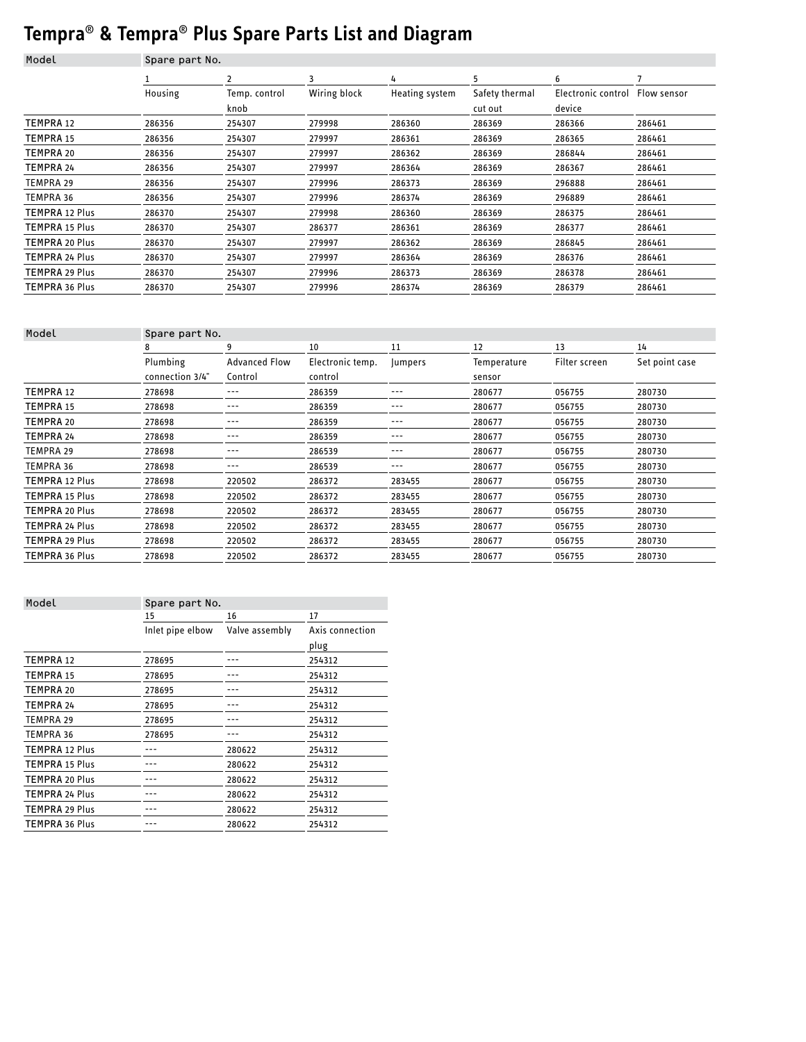# Tempra® & Tempra® Plus Spare Parts List and Diagram

| Model | Spare part No. | | | | | | |
|---|---|---|---|---|---|---|---|
| | 1 | 2 | 3 | 4 | 5 | 6 | 7 |
| | Housing | Temp. control knob | Wiring block | Heating system | Safety thermal cut out | Electronic control device | Flow sensor |
| TEMPRA 12 | 286356 | 254307 | 279998 | 286360 | 286369 | 286366 | 286461 |
| TEMPRA 15 | 286356 | 254307 | 279997 | 286361 | 286369 | 286365 | 286461 |
| TEMPRA 20 | 286356 | 254307 | 279997 | 286362 | 286369 | 286844 | 286461 |
| TEMPRA 24 | 286356 | 254307 | 279997 | 286364 | 286369 | 286367 | 286461 |
| TEMPRA 29 | 286356 | 254307 | 279996 | 286373 | 286369 | 296888 | 286461 |
| TEMPRA 36 | 286356 | 254307 | 279996 | 286374 | 286369 | 296889 | 286461 |
| TEMPRA 12 Plus | 286370 | 254307 | 279998 | 286360 | 286369 | 286375 | 286461 |
| TEMPRA 15 Plus | 286370 | 254307 | 286377 | 286361 | 286369 | 286377 | 286461 |
| TEMPRA 20 Plus | 286370 | 254307 | 279997 | 286362 | 286369 | 286845 | 286461 |
| TEMPRA 24 Plus | 286370 | 254307 | 279997 | 286364 | 286369 | 286376 | 286461 |
| TEMPRA 29 Plus | 286370 | 254307 | 279996 | 286373 | 286369 | 286378 | 286461 |
| TEMPRA 36 Plus | 286370 | 254307 | 279996 | 286374 | 286369 | 286379 | 286461 |

| Model | Spare part No. | | | | | | |
|---|---|---|---|---|---|---|---|
| | 8 | 9 | 10 | 11 | 12 | 13 | 14 |
| | Plumbing connection 3/4" | Advanced Flow Control | Electronic temp. control | Jumpers | Temperature sensor | Filter screen | Set point case |
| TEMPRA 12 | 278698 | --- | 286359 | --- | 280677 | 056755 | 280730 |
| TEMPRA 15 | 278698 | --- | 286359 | --- | 280677 | 056755 | 280730 |
| TEMPRA 20 | 278698 | --- | 286359 | --- | 280677 | 056755 | 280730 |
| TEMPRA 24 | 278698 | --- | 286359 | --- | 280677 | 056755 | 280730 |
| TEMPRA 29 | 278698 | --- | 286539 | --- | 280677 | 056755 | 280730 |
| TEMPRA 36 | 278698 | --- | 286539 | --- | 280677 | 056755 | 280730 |
| TEMPRA 12 Plus | 278698 | 220502 | 286372 | 283455 | 280677 | 056755 | 280730 |
| TEMPRA 15 Plus | 278698 | 220502 | 286372 | 283455 | 280677 | 056755 | 280730 |
| TEMPRA 20 Plus | 278698 | 220502 | 286372 | 283455 | 280677 | 056755 | 280730 |
| TEMPRA 24 Plus | 278698 | 220502 | 286372 | 283455 | 280677 | 056755 | 280730 |
| TEMPRA 29 Plus | 278698 | 220502 | 286372 | 283455 | 280677 | 056755 | 280730 |
| TEMPRA 36 Plus | 278698 | 220502 | 286372 | 283455 | 280677 | 056755 | 280730 |

| Model | Spare part No. | | |
|---|---|---|---|
| | 15 | 16 | 17 |
| | Inlet pipe elbow | Valve assembly | Axis connection plug |
| TEMPRA 12 | 278695 | --- | 254312 |
| TEMPRA 15 | 278695 | --- | 254312 |
| TEMPRA 20 | 278695 | --- | 254312 |
| TEMPRA 24 | 278695 | --- | 254312 |
| TEMPRA 29 | 278695 | --- | 254312 |
| TEMPRA 36 | 278695 | --- | 254312 |
| TEMPRA 12 Plus | --- | 280622 | 254312 |
| TEMPRA 15 Plus | --- | 280622 | 254312 |
| TEMPRA 20 Plus | --- | 280622 | 254312 |
| TEMPRA 24 Plus | --- | 280622 | 254312 |
| TEMPRA 29 Plus | --- | 280622 | 254312 |
| TEMPRA 36 Plus | --- | 280622 | 254312 |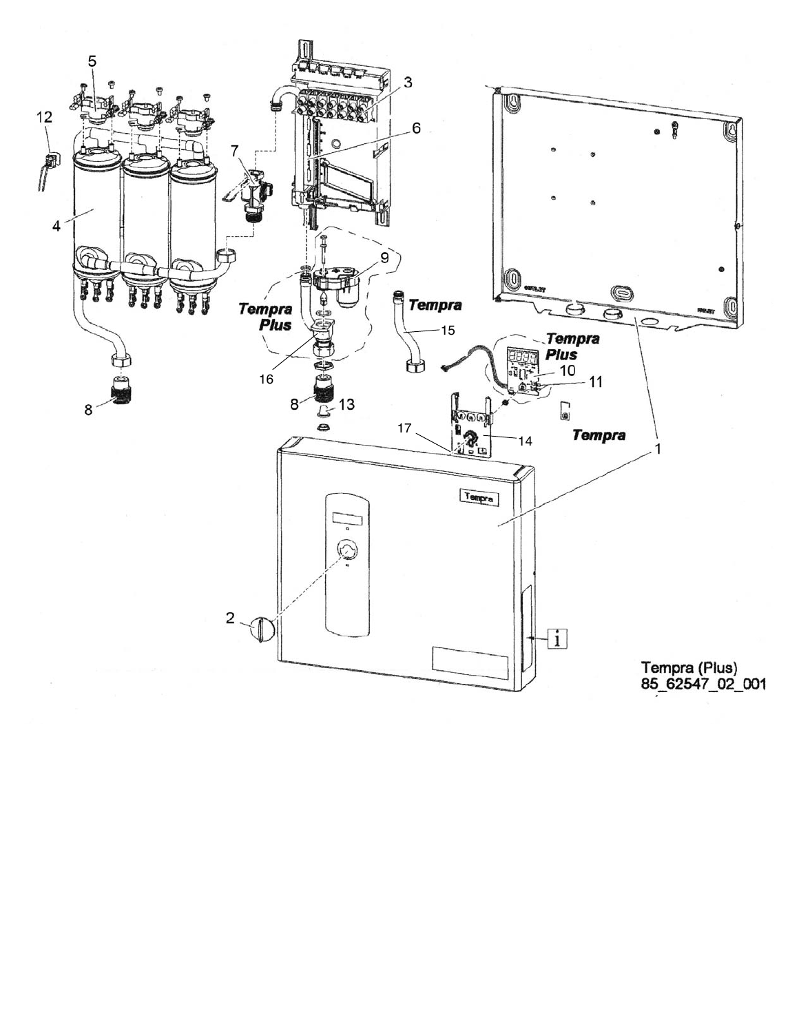Tempra (Plus)
85_62547_02_001